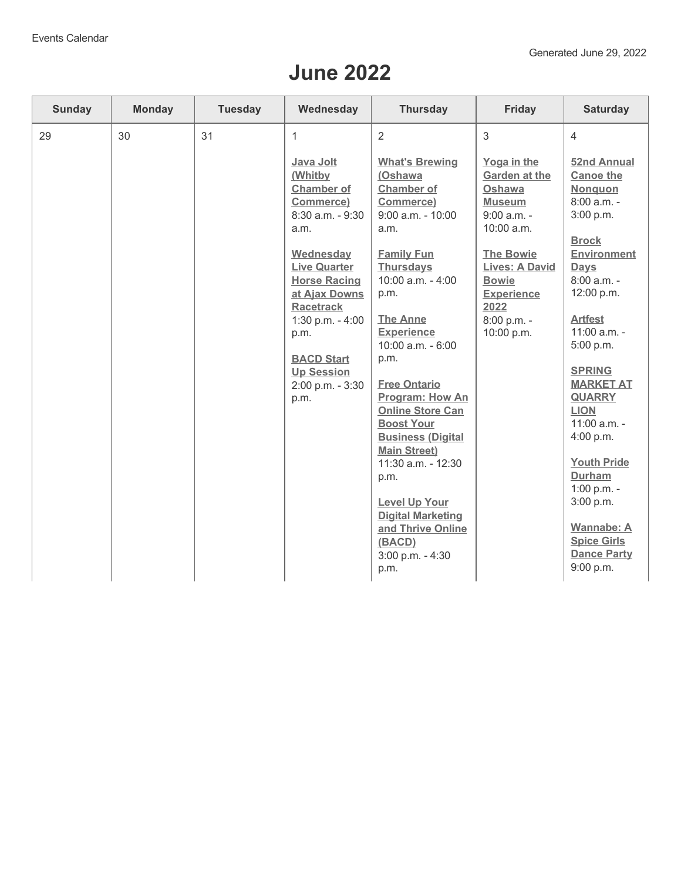Events Calendar

Generated June 29, 2022

# June 2022

| Sunday | Monday | Tuesday | Wednesday | Thursday | Friday | Saturday |
|---|---|---|---|---|---|---|
| 29 | 30 | 31 | 1<br><br>**Java Jolt (Whitby Chamber of Commerce)**<br>8:30 a.m. - 9:30 a.m.<br><br>**Wednesday Live Quarter Horse Racing at Ajax Downs Racetrack**<br>1:30 p.m. - 4:00 p.m.<br><br>**BACD Start Up Session**<br>2:00 p.m. - 3:30 p.m. | 2<br><br>**What's Brewing (Oshawa Chamber of Commerce)**<br>9:00 a.m. - 10:00 a.m.<br><br>**Family Fun Thursdays**<br>10:00 a.m. - 4:00 p.m.<br><br>**The Anne Experience**<br>10:00 a.m. - 6:00 p.m.<br><br>**Free Ontario Program: How An Online Store Can Boost Your Business (Digital Main Street)**<br>11:30 a.m. - 12:30 p.m.<br><br>**Level Up Your Digital Marketing and Thrive Online (BACD)**<br>3:00 p.m. - 4:30 p.m. | 3<br><br>**Yoga in the Garden at the Oshawa Museum**<br>9:00 a.m. - 10:00 a.m.<br><br>**The Bowie Lives: A David Bowie Experience 2022**<br>8:00 p.m. - 10:00 p.m. | 4<br><br>**52nd Annual Canoe the Nonquon**<br>8:00 a.m. - 3:00 p.m.<br><br>**Brock Environment Days**<br>8:00 a.m. - 12:00 p.m.<br><br>**Artfest**<br>11:00 a.m. - 5:00 p.m.<br><br>**SPRING MARKET AT QUARRY LION**<br>11:00 a.m. - 4:00 p.m.<br><br>**Youth Pride Durham**<br>1:00 p.m. - 3:00 p.m.<br><br>**Wannabe: A Spice Girls Dance Party**<br>9:00 p.m. |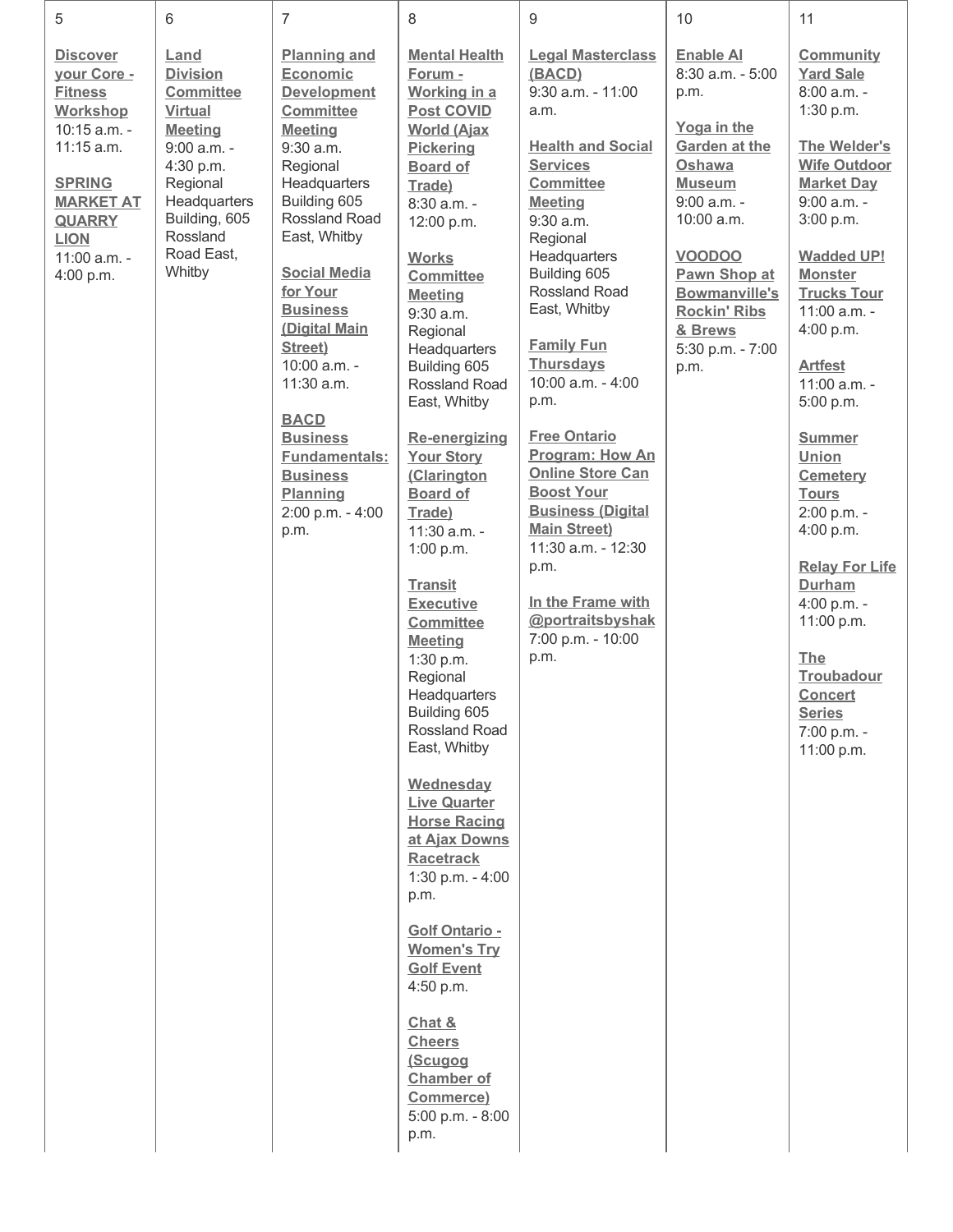| 5 | 6 | 7 | 8 | 9 | 10 | 11 |
|---|---|---|---|---|---|---|
| **Discover your Core - Fitness Workshop** 10:15 a.m. - 11:15 a.m. <br><br> **SPRING MARKET AT QUARRY LION** 11:00 a.m. - 4:00 p.m. | **Land Division Committee Virtual Meeting** 9:00 a.m. - 4:30 p.m. Regional Headquarters Building, 605 Rossland Road East, Whitby | **Planning and Economic Development Committee Meeting** 9:30 a.m. Regional Headquarters Building 605 Rossland Road East, Whitby <br><br> **Social Media for Your Business (Digital Main Street)** 10:00 a.m. - 11:30 a.m. <br><br> **BACD Business Fundamentals: Business Planning** 2:00 p.m. - 4:00 p.m. | **Mental Health Forum - Working in a Post COVID World (Ajax Pickering Board of Trade)** 8:30 a.m. - 12:00 p.m. <br><br> **Works Committee Meeting** 9:30 a.m. Regional Headquarters Building 605 Rossland Road East, Whitby <br><br> **Re-energizing Your Story (Clarington Board of Trade)** 11:30 a.m. - 1:00 p.m. <br><br> **Transit Executive Committee Meeting** 1:30 p.m. Regional Headquarters Building 605 Rossland Road East, Whitby <br><br> **Wednesday Live Quarter Horse Racing at Ajax Downs Racetrack** 1:30 p.m. - 4:00 p.m. <br><br> **Golf Ontario - Women's Try Golf Event** 4:50 p.m. <br><br> **Chat & Cheers (Scugog Chamber of Commerce)** 5:00 p.m. - 8:00 p.m. | **Legal Masterclass (BACD)** 9:30 a.m. - 11:00 a.m. <br><br> **Health and Social Services Committee Meeting** 9:30 a.m. Regional Headquarters Building 605 Rossland Road East, Whitby <br><br> **Family Fun Thursdays** 10:00 a.m. - 4:00 p.m. <br><br> **Free Ontario Program: How An Online Store Can Boost Your Business (Digital Main Street)** 11:30 a.m. - 12:30 p.m. <br><br> **In the Frame with @portraitsbyshak** 7:00 p.m. - 10:00 p.m. | **Enable AI** 8:30 a.m. - 5:00 p.m. <br><br> **Yoga in the Garden at the Oshawa Museum** 9:00 a.m. - 10:00 a.m. <br><br> **VOODOO Pawn Shop at Bowmanville's Rockin' Ribs & Brews** 5:30 p.m. - 7:00 p.m. | **Community Yard Sale** 8:00 a.m. - 1:30 p.m. <br><br> **The Welder's Wife Outdoor Market Day** 9:00 a.m. - 3:00 p.m. <br><br> **Wadded UP! Monster Trucks Tour** 11:00 a.m. - 4:00 p.m. <br><br> **Artfest** 11:00 a.m. - 5:00 p.m. <br><br> **Summer Union Cemetery Tours** 2:00 p.m. - 4:00 p.m. <br><br> **Relay For Life Durham** 4:00 p.m. - 11:00 p.m. <br><br> **The Troubadour Concert Series** 7:00 p.m. - 11:00 p.m. |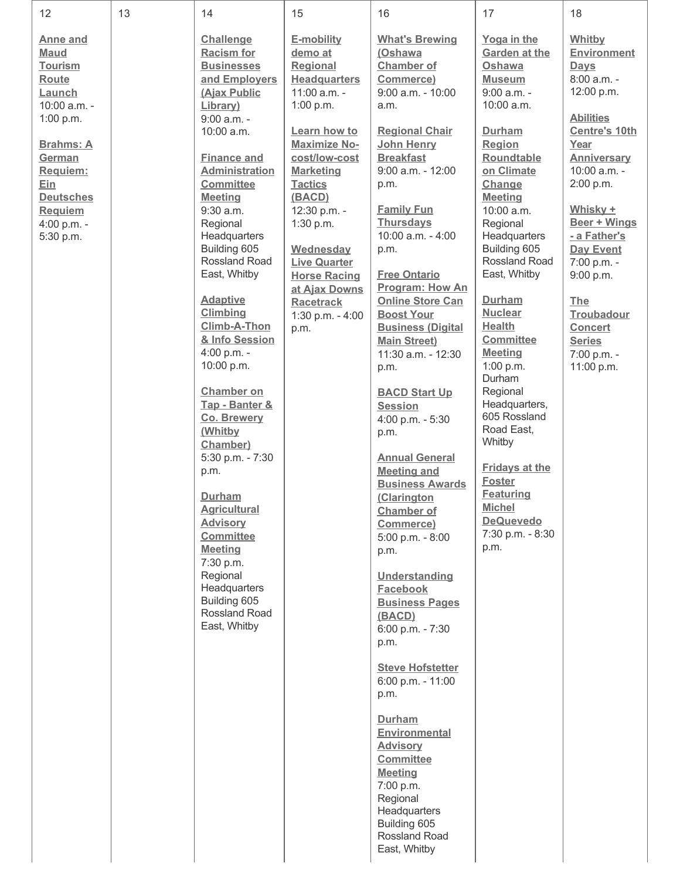| 12 | 13 | 14 | 15 | 16 | 17 | 18 |
|---|---|---|---|---|---|---|
| **Anne and Maud Tourism Route Launch** 10:00 a.m. - 1:00 p.m.<br><br>**Brahms: A German Requiem: Ein Deutsches Requiem** 4:00 p.m. - 5:30 p.m. | | **Challenge Racism for Businesses and Employers (Ajax Public Library)** 9:00 a.m. - 10:00 a.m.<br><br>**Finance and Administration Committee Meeting** 9:30 a.m. Regional Headquarters Building 605 Rossland Road East, Whitby<br><br>**Adaptive Climbing Climb-A-Thon & Info Session** 4:00 p.m. - 10:00 p.m.<br><br>**Chamber on Tap - Banter & Co. Brewery (Whitby Chamber)** 5:30 p.m. - 7:30 p.m.<br><br>**Durham Agricultural Advisory Committee Meeting** 7:30 p.m. Regional Headquarters Building 605 Rossland Road East, Whitby | **E-mobility demo at Regional Headquarters** 11:00 a.m. - 1:00 p.m.<br><br>**Learn how to Maximize No-cost/low-cost Marketing Tactics (BACD)** 12:30 p.m. - 1:30 p.m.<br><br>**Wednesday Live Quarter Horse Racing at Ajax Downs Racetrack** 1:30 p.m. - 4:00 p.m. | **What's Brewing (Oshawa Chamber of Commerce)** 9:00 a.m. - 10:00 a.m.<br><br>**Regional Chair John Henry Breakfast** 9:00 a.m. - 12:00 p.m.<br><br>**Family Fun Thursdays** 10:00 a.m. - 4:00 p.m.<br><br>**Free Ontario Program: How An Online Store Can Boost Your Business (Digital Main Street)** 11:30 a.m. - 12:30 p.m.<br><br>**BACD Start Up Session** 4:00 p.m. - 5:30 p.m.<br><br>**Annual General Meeting and Business Awards (Clarington Chamber of Commerce)** 5:00 p.m. - 8:00 p.m.<br><br>**Understanding Facebook Business Pages (BACD)** 6:00 p.m. - 7:30 p.m.<br><br>**Steve Hofstetter** 6:00 p.m. - 11:00 p.m.<br><br>**Durham Environmental Advisory Committee Meeting** 7:00 p.m. Regional Headquarters Building 605 Rossland Road East, Whitby | **Yoga in the Garden at the Oshawa Museum** 9:00 a.m. - 10:00 a.m.<br><br>**Durham Region Roundtable on Climate Change Meeting** 10:00 a.m. Regional Headquarters Building 605 Rossland Road East, Whitby<br><br>**Durham Nuclear Health Committee Meeting** 1:00 p.m. Durham Regional Headquarters, 605 Rossland Road East, Whitby<br><br>**Fridays at the Foster Featuring Michel DeQuevedo** 7:30 p.m. - 8:30 p.m. | **Whitby Environment Days** 8:00 a.m. - 12:00 p.m.<br><br>**Abilities Centre's 10th Year Anniversary** 10:00 a.m. - 2:00 p.m.<br><br>**Whisky + Beer + Wings - a Father's Day Event** 7:00 p.m. - 9:00 p.m.<br><br>**The Troubadour Concert Series** 7:00 p.m. - 11:00 p.m. |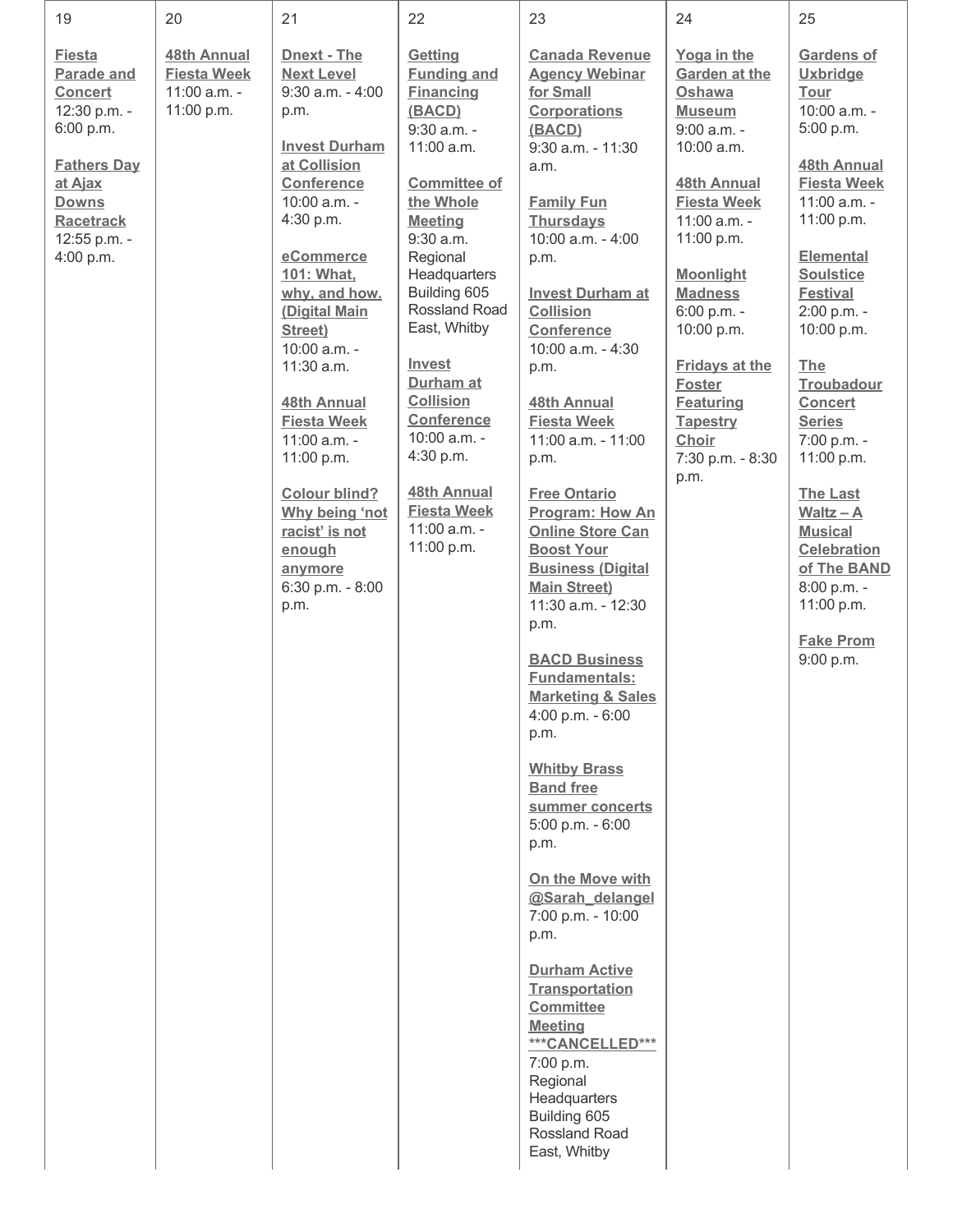| 19 | 20 | 21 | 22 | 23 | 24 | 25 |
|---|---|---|---|---|---|---|
| **Fiesta Parade and Concert** 12:30 p.m. - 6:00 p.m.<br><br>**Fathers Day at Ajax Downs Racetrack** 12:55 p.m. - 4:00 p.m. | **48th Annual Fiesta Week** 11:00 a.m. - 11:00 p.m. | **Dnext - The Next Level** 9:30 a.m. - 4:00 p.m.<br><br>**Invest Durham at Collision Conference** 10:00 a.m. - 4:30 p.m.<br><br>**eCommerce 101: What, why, and how. (Digital Main Street)** 10:00 a.m. - 11:30 a.m.<br><br>**48th Annual Fiesta Week** 11:00 a.m. - 11:00 p.m.<br><br>**Colour blind? Why being 'not racist' is not enough anymore** 6:30 p.m. - 8:00 p.m. | **Getting Funding and Financing (BACD)** 9:30 a.m. - 11:00 a.m.<br><br>**Committee of the Whole Meeting** 9:30 a.m. Regional Headquarters Building 605 Rossland Road East, Whitby<br><br>**Invest Durham at Collision Conference** 10:00 a.m. - 4:30 p.m.<br><br>**48th Annual Fiesta Week** 11:00 a.m. - 11:00 p.m. | **Canada Revenue Agency Webinar for Small Corporations (BACD)** 9:30 a.m. - 11:30 a.m.<br><br>**Family Fun Thursdays** 10:00 a.m. - 4:00 p.m.<br><br>**Invest Durham at Collision Conference** 10:00 a.m. - 4:30 p.m.<br><br>**48th Annual Fiesta Week** 11:00 a.m. - 11:00 p.m.<br><br>**Free Ontario Program: How An Online Store Can Boost Your Business (Digital Main Street)** 11:30 a.m. - 12:30 p.m.<br><br>**BACD Business Fundamentals: Marketing & Sales** 4:00 p.m. - 6:00 p.m.<br><br>**Whitby Brass Band free summer concerts** 5:00 p.m. - 6:00 p.m.<br><br>**On the Move with @Sarah_delangel** 7:00 p.m. - 10:00 p.m.<br><br>**Durham Active Transportation Committee Meeting ***CANCELLED***** 7:00 p.m. Regional Headquarters Building 605 Rossland Road East, Whitby | **Yoga in the Garden at the Oshawa Museum** 9:00 a.m. - 10:00 a.m.<br><br>**48th Annual Fiesta Week** 11:00 a.m. - 11:00 p.m.<br><br>**Moonlight Madness** 6:00 p.m. - 10:00 p.m.<br><br>**Fridays at the Foster Featuring Tapestry Choir** 7:30 p.m. - 8:30 p.m. | **Gardens of Uxbridge Tour** 10:00 a.m. - 5:00 p.m.<br><br>**48th Annual Fiesta Week** 11:00 a.m. - 11:00 p.m.<br><br>**Elemental Soulstice Festival** 2:00 p.m. - 10:00 p.m.<br><br>**The Troubadour Concert Series** 7:00 p.m. - 11:00 p.m.<br><br>**The Last Waltz – A Musical Celebration of The BAND** 8:00 p.m. - 11:00 p.m.<br><br>**Fake Prom** 9:00 p.m. |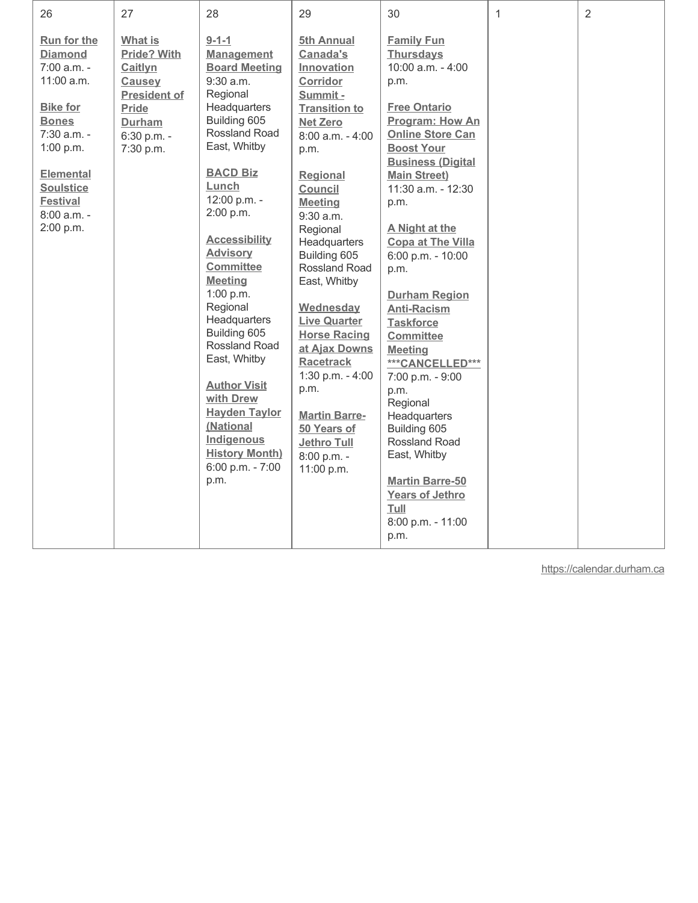| | | | | | | |
|---|---|---|---|---|---|---|
| 26<br><br>**Run for the Diamond**<br>7:00 a.m. - 11:00 a.m.<br><br>**Bike for Bones**<br>7:30 a.m. - 1:00 p.m.<br><br>**Elemental Soulstice Festival**<br>8:00 a.m. - 2:00 p.m. | 27<br><br>**What is Pride? With Caitlyn Causey President of Pride Durham**<br>6:30 p.m. - 7:30 p.m. | 28<br><br>**9-1-1 Management Board Meeting**<br>9:30 a.m.<br>Regional Headquarters Building 605 Rossland Road East, Whitby<br><br>**BACD Biz Lunch**<br>12:00 p.m. - 2:00 p.m.<br><br>**Accessibility Advisory Committee Meeting**<br>1:00 p.m.<br>Regional Headquarters Building 605 Rossland Road East, Whitby<br><br>**Author Visit with Drew Hayden Taylor (National Indigenous History Month)**<br>6:00 p.m. - 7:00 p.m. | 29<br><br>**5th Annual Canada's Innovation Corridor Summit - Transition to Net Zero**<br>8:00 a.m. - 4:00 p.m.<br><br>**Regional Council Meeting**<br>9:30 a.m.<br>Regional Headquarters Building 605 Rossland Road East, Whitby<br><br>**Wednesday Live Quarter Horse Racing at Ajax Downs Racetrack**<br>1:30 p.m. - 4:00 p.m.<br><br>**Martin Barre-50 Years of Jethro Tull**<br>8:00 p.m. - 11:00 p.m. | 30<br><br>**Family Fun Thursdays**<br>10:00 a.m. - 4:00 p.m.<br><br>**Free Ontario Program: How An Online Store Can Boost Your Business (Digital Main Street)**<br>11:30 a.m. - 12:30 p.m.<br><br>**A Night at the Copa at The Villa**<br>6:00 p.m. - 10:00 p.m.<br><br>**Durham Region Anti-Racism Taskforce Committee Meeting \*\*\*CANCELLED\*\*\***<br>7:00 p.m. - 9:00 p.m.<br>Regional Headquarters Building 605 Rossland Road East, Whitby<br><br>**Martin Barre-50 Years of Jethro Tull**<br>8:00 p.m. - 11:00 p.m. | 1 | 2 |

https://calendar.durham.ca